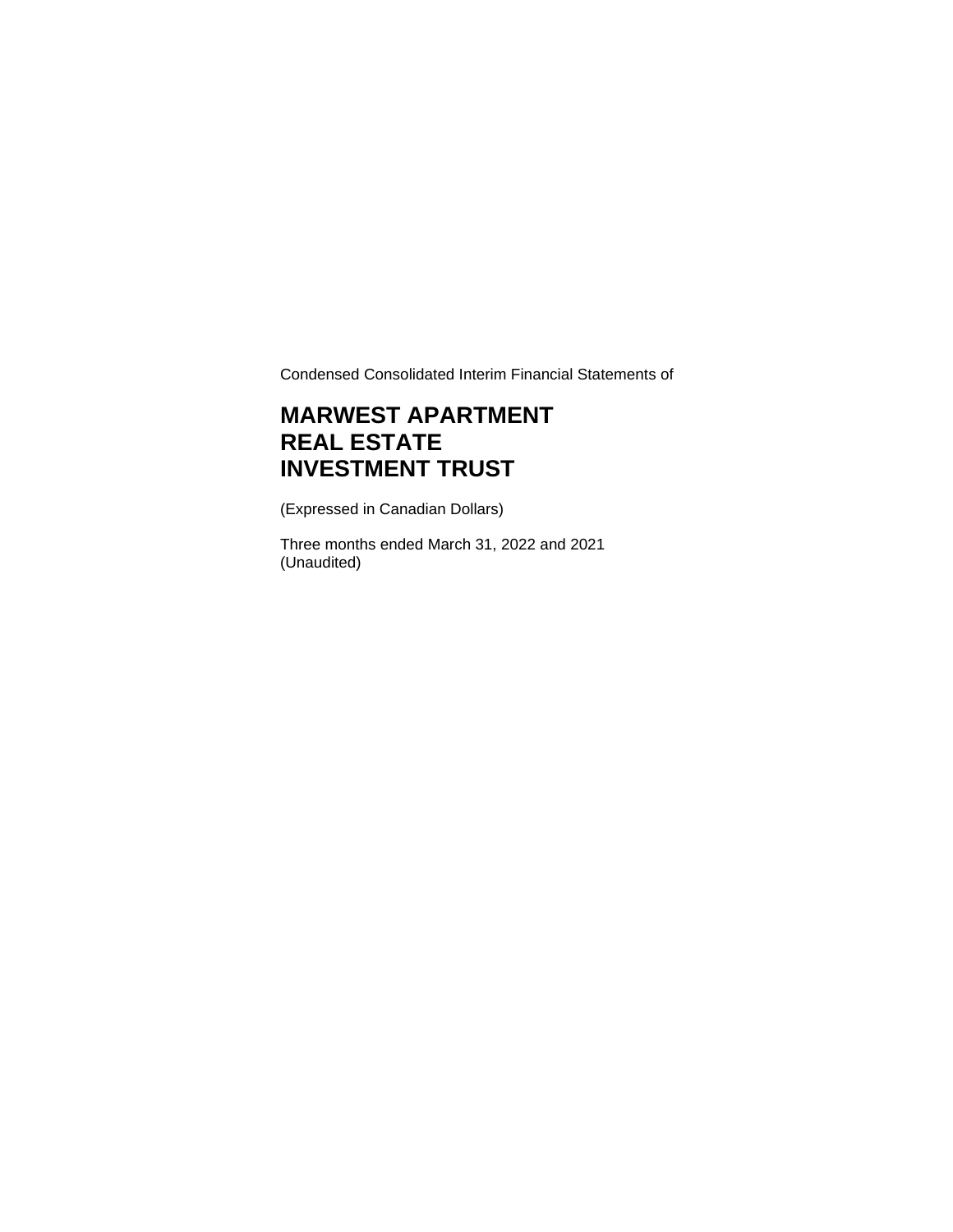Condensed Consolidated Interim Financial Statements of

# MARWEST APARTMENT REAL ESTATE INVESTMENT TRUST

(Expressed in Canadian Dollars)

Three months ended March 31, 2022 and 2021
(Unaudited)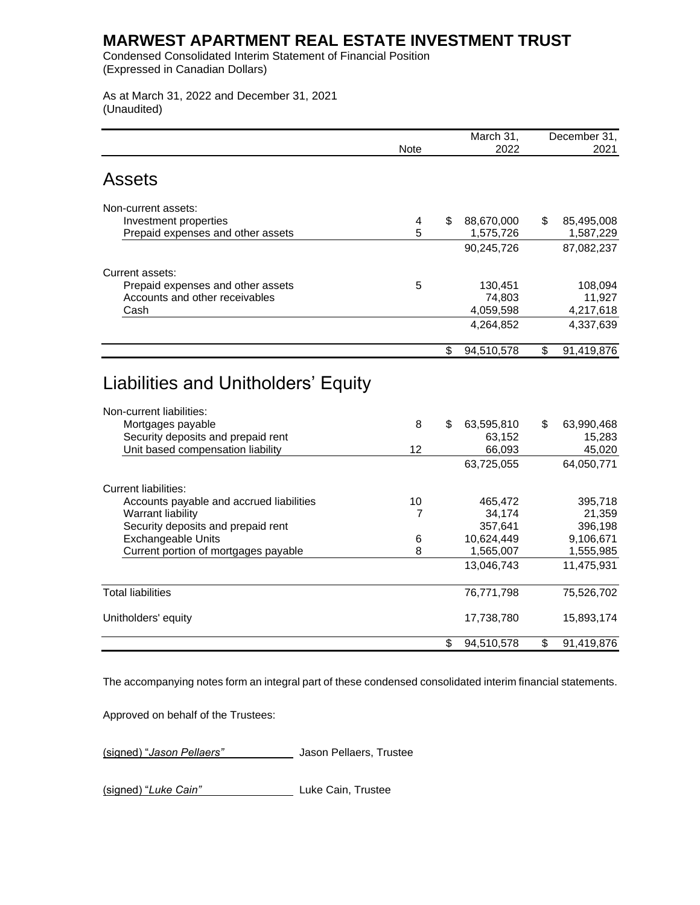# MARWEST APARTMENT REAL ESTATE INVESTMENT TRUST

Condensed Consolidated Interim Statement of Financial Position
(Expressed in Canadian Dollars)

As at March 31, 2022 and December 31, 2021
(Unaudited)

| | Note | March 31, 2022 | December 31, 2021 |
|---|---|---|---|
| **Assets** | | | |
| Non-current assets: | | | |
| Investment properties | 4 | $ 88,670,000 | $ 85,495,008 |
| Prepaid expenses and other assets | 5 | 1,575,726 | 1,587,229 |
| | | 90,245,726 | 87,082,237 |
| Current assets: | | | |
| Prepaid expenses and other assets | 5 | 130,451 | 108,094 |
| Accounts and other receivables | | 74,803 | 11,927 |
| Cash | | 4,059,598 | 4,217,618 |
| | | 4,264,852 | 4,337,639 |
| | | $ 94,510,578 | $ 91,419,876 |
| **Liabilities and Unitholders' Equity** | | | |
| Non-current liabilities: | | | |
| Mortgages payable | 8 | $ 63,595,810 | $ 63,990,468 |
| Security deposits and prepaid rent | | 63,152 | 15,283 |
| Unit based compensation liability | 12 | 66,093 | 45,020 |
| | | 63,725,055 | 64,050,771 |
| Current liabilities: | | | |
| Accounts payable and accrued liabilities | 10 | 465,472 | 395,718 |
| Warrant liability | 7 | 34,174 | 21,359 |
| Security deposits and prepaid rent | | 357,641 | 396,198 |
| Exchangeable Units | 6 | 10,624,449 | 9,106,671 |
| Current portion of mortgages payable | 8 | 1,565,007 | 1,555,985 |
| | | 13,046,743 | 11,475,931 |
| Total liabilities | | 76,771,798 | 75,526,702 |
| Unitholders' equity | | 17,738,780 | 15,893,174 |
| | | $ 94,510,578 | $ 91,419,876 |

The accompanying notes form an integral part of these condensed consolidated interim financial statements.

Approved on behalf of the Trustees:

(signed) "*Jason Pellaers*" Jason Pellaers, Trustee

(signed) "*Luke Cain*" Luke Cain, Trustee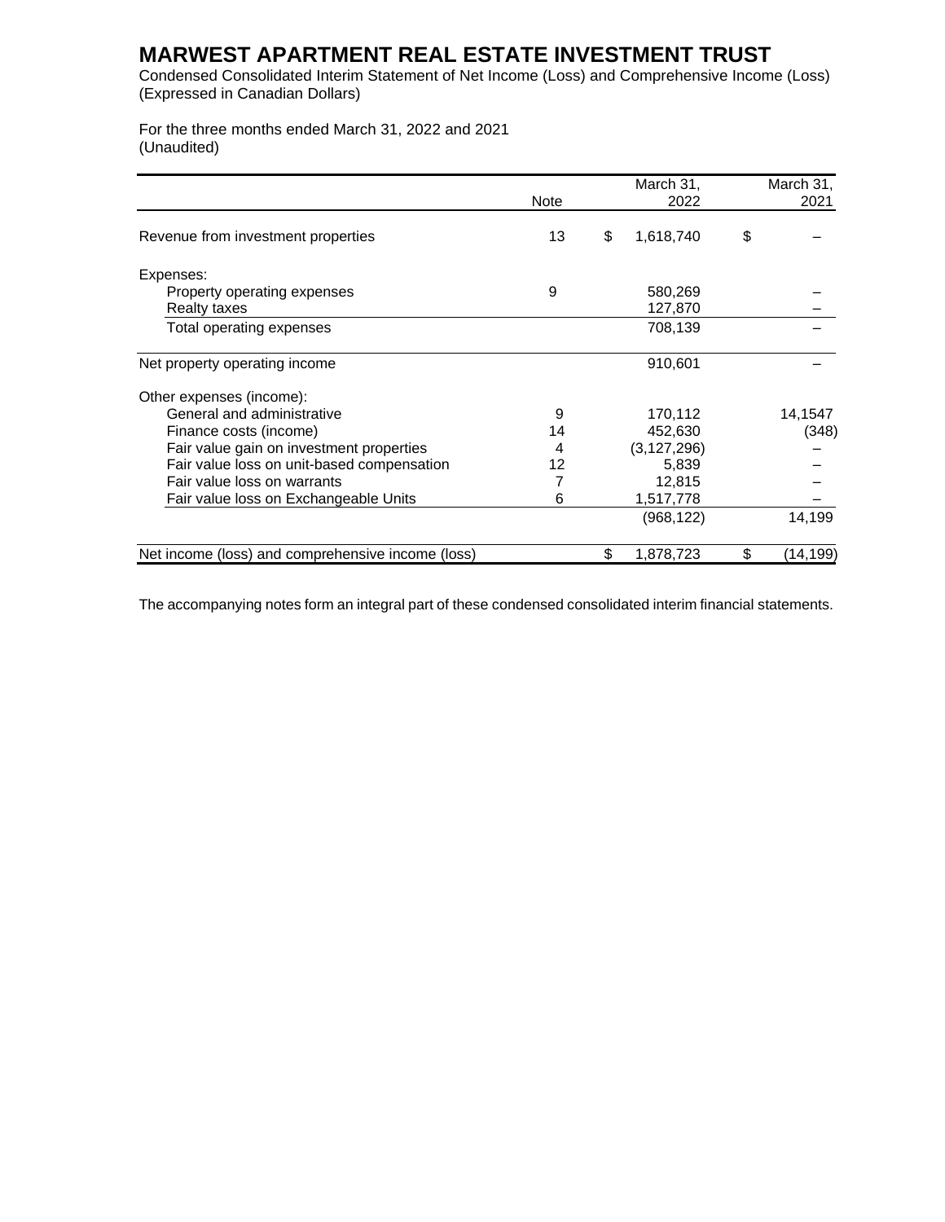# MARWEST APARTMENT REAL ESTATE INVESTMENT TRUST

Condensed Consolidated Interim Statement of Net Income (Loss) and Comprehensive Income (Loss)
(Expressed in Canadian Dollars)

For the three months ended March 31, 2022 and 2021
(Unaudited)

| | Note | March 31, 2022 | March 31, 2021 |
|---|---|---|---|
| Revenue from investment properties | 13 | $ 1,618,740 | $ – |
| Expenses: | | | |
| Property operating expenses | 9 | 580,269 | – |
| Realty taxes | | 127,870 | – |
| Total operating expenses | | 708,139 | – |
| Net property operating income | | 910,601 | – |
| Other expenses (income): | | | |
| General and administrative | 9 | 170,112 | 14,1547 |
| Finance costs (income) | 14 | 452,630 | (348) |
| Fair value gain on investment properties | 4 | (3,127,296) | – |
| Fair value loss on unit-based compensation | 12 | 5,839 | – |
| Fair value loss on warrants | 7 | 12,815 | – |
| Fair value loss on Exchangeable Units | 6 | 1,517,778 | – |
| | | (968,122) | 14,199 |
| Net income (loss) and comprehensive income (loss) | | $ 1,878,723 | $ (14,199) |

The accompanying notes form an integral part of these condensed consolidated interim financial statements.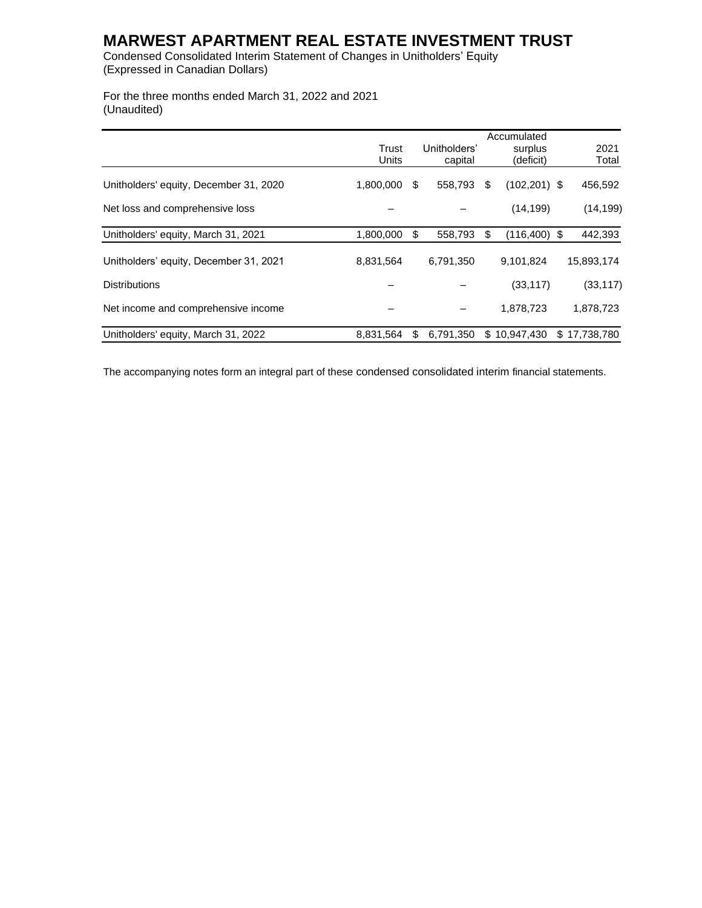# MARWEST APARTMENT REAL ESTATE INVESTMENT TRUST

Condensed Consolidated Interim Statement of Changes in Unitholders' Equity
(Expressed in Canadian Dollars)

For the three months ended March 31, 2022 and 2021
(Unaudited)

| | Trust Units | Unitholders' capital | Accumulated surplus (deficit) | 2021 Total |
|---|---|---|---|---|
| Unitholders' equity, December 31, 2020 | 1,800,000 | $ 558,793 | $ (102,201) | $ 456,592 |
| Net loss and comprehensive loss | – | – | (14,199) | (14,199) |
| Unitholders' equity, March 31, 2021 | 1,800,000 | $ 558,793 | $ (116,400) | $ 442,393 |
| Unitholders' equity, December 31, 2021 | 8,831,564 | 6,791,350 | 9,101,824 | 15,893,174 |
| Distributions | – | – | (33,117) | (33,117) |
| Net income and comprehensive income | – | – | 1,878,723 | 1,878,723 |
| Unitholders' equity, March 31, 2022 | 8,831,564 | $ 6,791,350 | $ 10,947,430 | $ 17,738,780 |

The accompanying notes form an integral part of these condensed consolidated interim financial statements.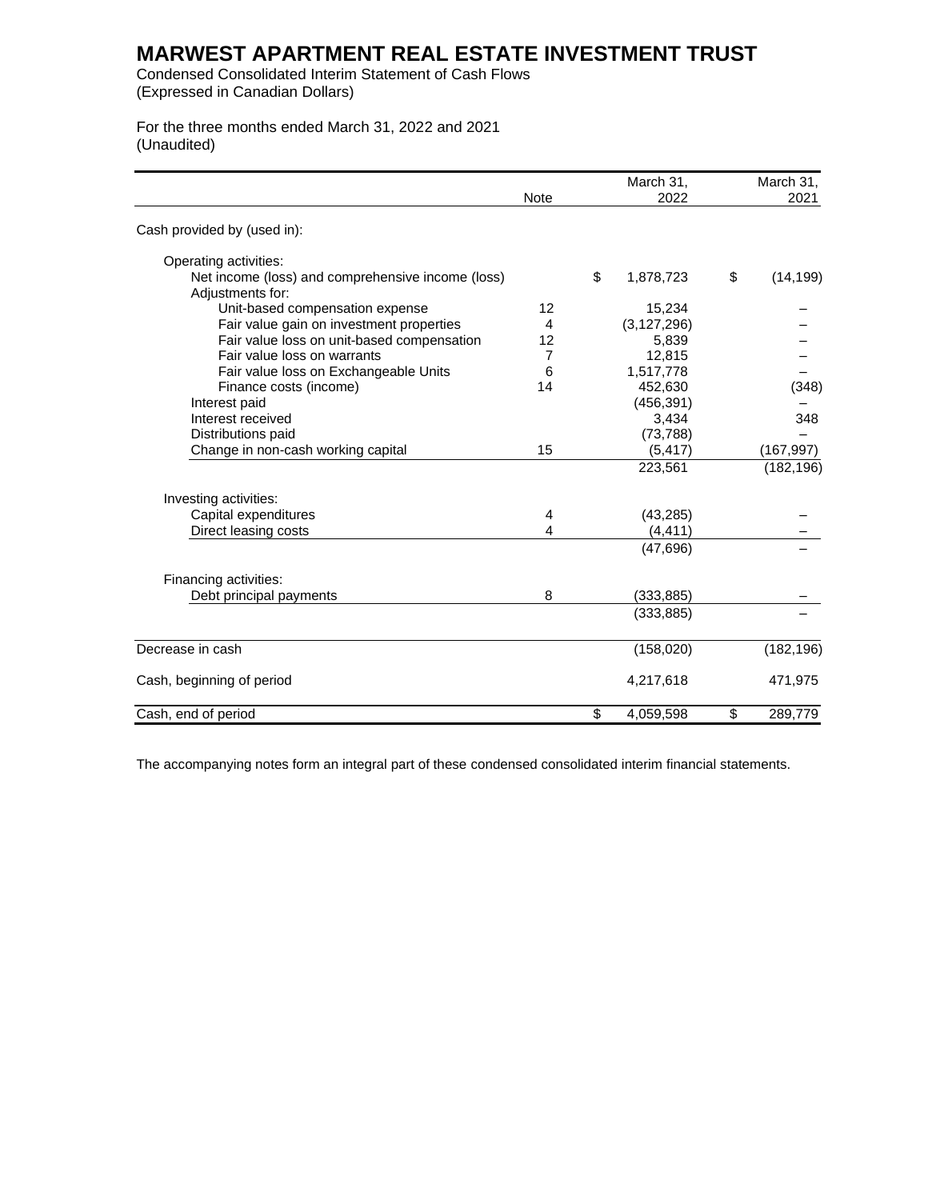# MARWEST APARTMENT REAL ESTATE INVESTMENT TRUST

Condensed Consolidated Interim Statement of Cash Flows
(Expressed in Canadian Dollars)

For the three months ended March 31, 2022 and 2021
(Unaudited)

| | Note | March 31, 2022 | March 31, 2021 |
|---|---|---|---|
| Cash provided by (used in): | | | |
| Operating activities: | | | |
| Net income (loss) and comprehensive income (loss) | | $ 1,878,723 | $ (14,199) |
| Adjustments for: | | | |
| Unit-based compensation expense | 12 | 15,234 | – |
| Fair value gain on investment properties | 4 | (3,127,296) | – |
| Fair value loss on unit-based compensation | 12 | 5,839 | – |
| Fair value loss on warrants | 7 | 12,815 | – |
| Fair value loss on Exchangeable Units | 6 | 1,517,778 | – |
| Finance costs (income) | 14 | 452,630 | (348) |
| Interest paid | | (456,391) | – |
| Interest received | | 3,434 | 348 |
| Distributions paid | | (73,788) | – |
| Change in non-cash working capital | 15 | (5,417) | (167,997) |
| | | 223,561 | (182,196) |
| Investing activities: | | | |
| Capital expenditures | 4 | (43,285) | – |
| Direct leasing costs | 4 | (4,411) | – |
| | | (47,696) | – |
| Financing activities: | | | |
| Debt principal payments | 8 | (333,885) | – |
| | | (333,885) | – |
| Decrease in cash | | (158,020) | (182,196) |
| Cash, beginning of period | | 4,217,618 | 471,975 |
| Cash, end of period | | $ 4,059,598 | $ 289,779 |

The accompanying notes form an integral part of these condensed consolidated interim financial statements.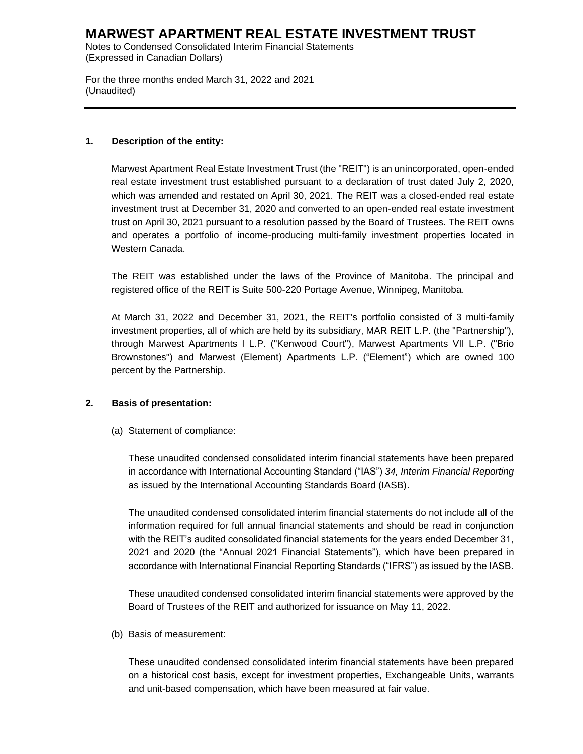# MARWEST APARTMENT REAL ESTATE INVESTMENT TRUST

Notes to Condensed Consolidated Interim Financial Statements
(Expressed in Canadian Dollars)

For the three months ended March 31, 2022 and 2021
(Unaudited)

---

## 1. Description of the entity:

Marwest Apartment Real Estate Investment Trust (the "REIT") is an unincorporated, open-ended real estate investment trust established pursuant to a declaration of trust dated July 2, 2020, which was amended and restated on April 30, 2021. The REIT was a closed-ended real estate investment trust at December 31, 2020 and converted to an open-ended real estate investment trust on April 30, 2021 pursuant to a resolution passed by the Board of Trustees. The REIT owns and operates a portfolio of income-producing multi-family investment properties located in Western Canada.

The REIT was established under the laws of the Province of Manitoba. The principal and registered office of the REIT is Suite 500-220 Portage Avenue, Winnipeg, Manitoba.

At March 31, 2022 and December 31, 2021, the REIT's portfolio consisted of 3 multi-family investment properties, all of which are held by its subsidiary, MAR REIT L.P. (the "Partnership"), through Marwest Apartments I L.P. ("Kenwood Court"), Marwest Apartments VII L.P. ("Brio Brownstones") and Marwest (Element) Apartments L.P. ("Element") which are owned 100 percent by the Partnership.

## 2. Basis of presentation:

(a) Statement of compliance:

These unaudited condensed consolidated interim financial statements have been prepared in accordance with International Accounting Standard ("IAS") *34, Interim Financial Reporting* as issued by the International Accounting Standards Board (IASB).

The unaudited condensed consolidated interim financial statements do not include all of the information required for full annual financial statements and should be read in conjunction with the REIT's audited consolidated financial statements for the years ended December 31, 2021 and 2020 (the "Annual 2021 Financial Statements"), which have been prepared in accordance with International Financial Reporting Standards ("IFRS") as issued by the IASB.

These unaudited condensed consolidated interim financial statements were approved by the Board of Trustees of the REIT and authorized for issuance on May 11, 2022.

(b) Basis of measurement:

These unaudited condensed consolidated interim financial statements have been prepared on a historical cost basis, except for investment properties, Exchangeable Units, warrants and unit-based compensation, which have been measured at fair value.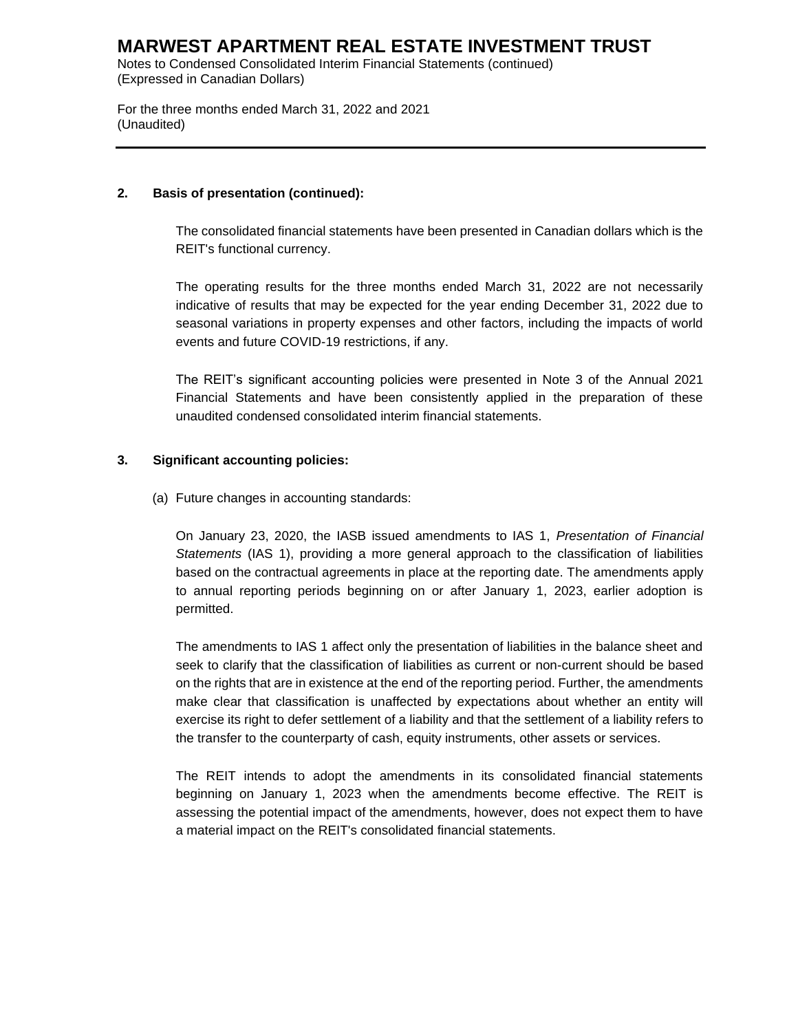## 2. Basis of presentation (continued):

The consolidated financial statements have been presented in Canadian dollars which is the REIT's functional currency.

The operating results for the three months ended March 31, 2022 are not necessarily indicative of results that may be expected for the year ending December 31, 2022 due to seasonal variations in property expenses and other factors, including the impacts of world events and future COVID-19 restrictions, if any.

The REIT’s significant accounting policies were presented in Note 3 of the Annual 2021 Financial Statements and have been consistently applied in the preparation of these unaudited condensed consolidated interim financial statements.

## 3. Significant accounting policies:

(a) Future changes in accounting standards:

On January 23, 2020, the IASB issued amendments to IAS 1, *Presentation of Financial Statements* (IAS 1), providing a more general approach to the classification of liabilities based on the contractual agreements in place at the reporting date. The amendments apply to annual reporting periods beginning on or after January 1, 2023, earlier adoption is permitted.

The amendments to IAS 1 affect only the presentation of liabilities in the balance sheet and seek to clarify that the classification of liabilities as current or non-current should be based on the rights that are in existence at the end of the reporting period. Further, the amendments make clear that classification is unaffected by expectations about whether an entity will exercise its right to defer settlement of a liability and that the settlement of a liability refers to the transfer to the counterparty of cash, equity instruments, other assets or services.

The REIT intends to adopt the amendments in its consolidated financial statements beginning on January 1, 2023 when the amendments become effective. The REIT is assessing the potential impact of the amendments, however, does not expect them to have a material impact on the REIT's consolidated financial statements.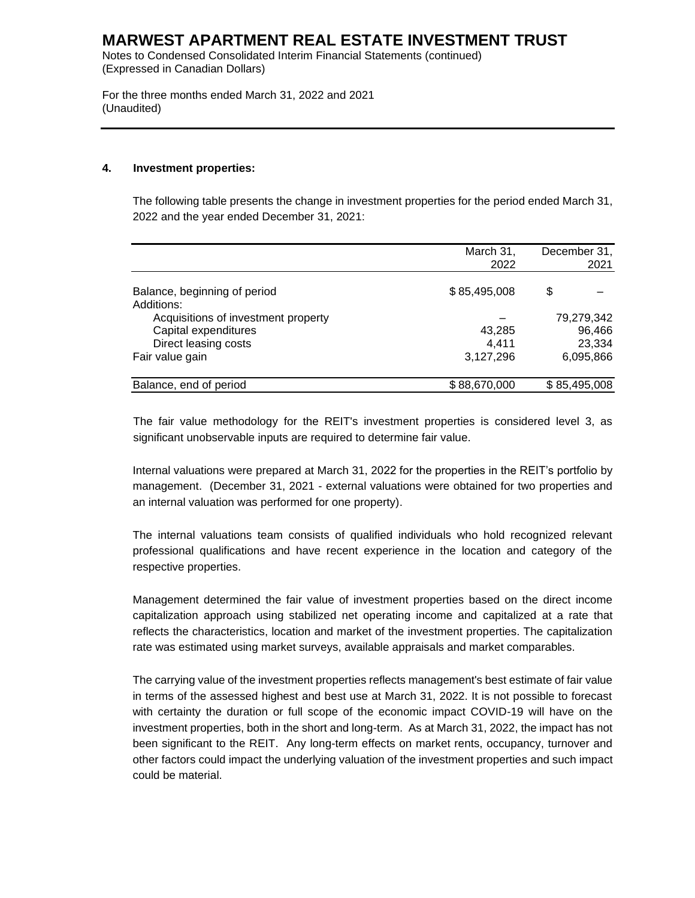## 4. Investment properties:

The following table presents the change in investment properties for the period ended March 31, 2022 and the year ended December 31, 2021:

| | March 31, 2022 | December 31, 2021 |
|---|---:|---:|
| Balance, beginning of period | $ 85,495,008 | $ – |
| Additions: | | |
| Acquisitions of investment property | – | 79,279,342 |
| Capital expenditures | 43,285 | 96,466 |
| Direct leasing costs | 4,411 | 23,334 |
| Fair value gain | 3,127,296 | 6,095,866 |
| Balance, end of period | $ 88,670,000 | $ 85,495,008 |

The fair value methodology for the REIT's investment properties is considered level 3, as significant unobservable inputs are required to determine fair value.

Internal valuations were prepared at March 31, 2022 for the properties in the REIT's portfolio by management. (December 31, 2021 - external valuations were obtained for two properties and an internal valuation was performed for one property).

The internal valuations team consists of qualified individuals who hold recognized relevant professional qualifications and have recent experience in the location and category of the respective properties.

Management determined the fair value of investment properties based on the direct income capitalization approach using stabilized net operating income and capitalized at a rate that reflects the characteristics, location and market of the investment properties. The capitalization rate was estimated using market surveys, available appraisals and market comparables.

The carrying value of the investment properties reflects management's best estimate of fair value in terms of the assessed highest and best use at March 31, 2022. It is not possible to forecast with certainty the duration or full scope of the economic impact COVID-19 will have on the investment properties, both in the short and long-term. As at March 31, 2022, the impact has not been significant to the REIT. Any long-term effects on market rents, occupancy, turnover and other factors could impact the underlying valuation of the investment properties and such impact could be material.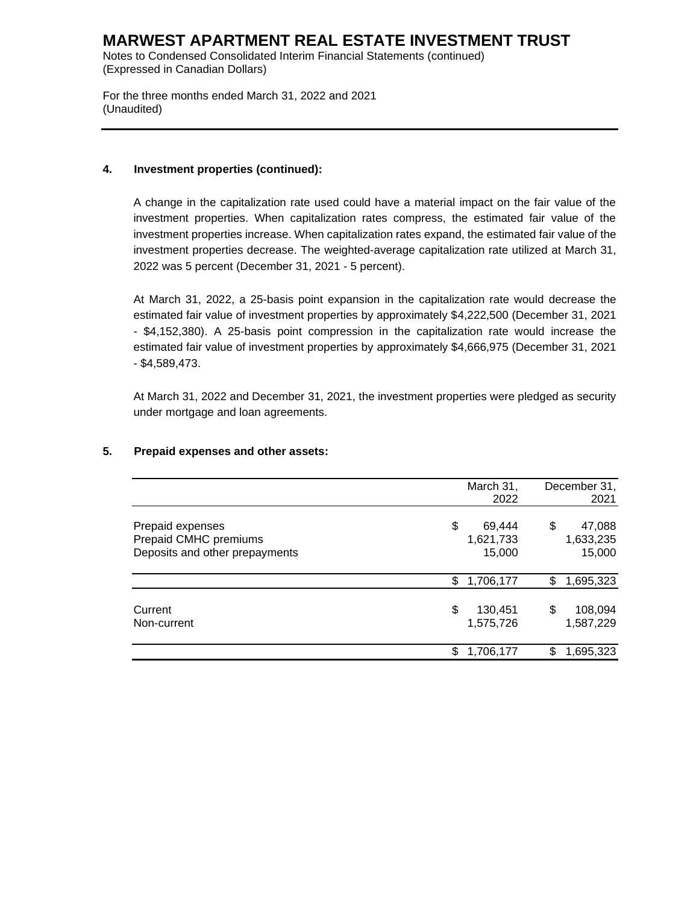#### 4. Investment properties (continued):

A change in the capitalization rate used could have a material impact on the fair value of the investment properties. When capitalization rates compress, the estimated fair value of the investment properties increase. When capitalization rates expand, the estimated fair value of the investment properties decrease. The weighted-average capitalization rate utilized at March 31, 2022 was 5 percent (December 31, 2021 - 5 percent).

At March 31, 2022, a 25-basis point expansion in the capitalization rate would decrease the estimated fair value of investment properties by approximately $4,222,500 (December 31, 2021 - $4,152,380). A 25-basis point compression in the capitalization rate would increase the estimated fair value of investment properties by approximately $4,666,975 (December 31, 2021 - $4,589,473.

At March 31, 2022 and December 31, 2021, the investment properties were pledged as security under mortgage and loan agreements.

#### 5. Prepaid expenses and other assets:

| | March 31, 2022 | December 31, 2021 |
|---|---|---|
| Prepaid expenses | $ 69,444 | $ 47,088 |
| Prepaid CMHC premiums | 1,621,733 | 1,633,235 |
| Deposits and other prepayments | 15,000 | 15,000 |
| | $ 1,706,177 | $ 1,695,323 |
| Current | $ 130,451 | $ 108,094 |
| Non-current | 1,575,726 | 1,587,229 |
| | $ 1,706,177 | $ 1,695,323 |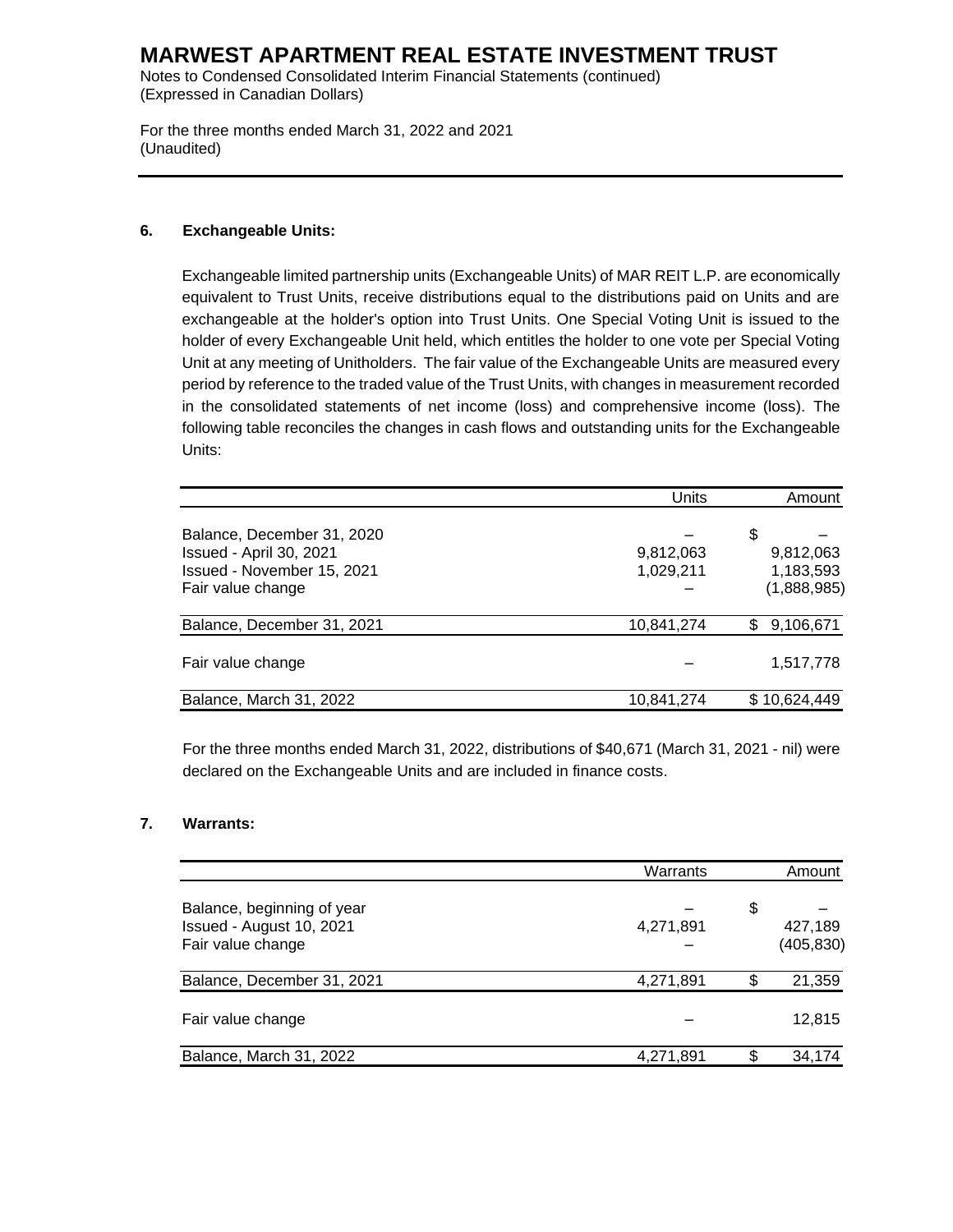### 6. Exchangeable Units:

Exchangeable limited partnership units (Exchangeable Units) of MAR REIT L.P. are economically equivalent to Trust Units, receive distributions equal to the distributions paid on Units and are exchangeable at the holder's option into Trust Units. One Special Voting Unit is issued to the holder of every Exchangeable Unit held, which entitles the holder to one vote per Special Voting Unit at any meeting of Unitholders. The fair value of the Exchangeable Units are measured every period by reference to the traded value of the Trust Units, with changes in measurement recorded in the consolidated statements of net income (loss) and comprehensive income (loss). The following table reconciles the changes in cash flows and outstanding units for the Exchangeable Units:

| | Units | Amount |
|---|---|---|
| Balance, December 31, 2020 | – | $ – |
| Issued - April 30, 2021 | 9,812,063 | 9,812,063 |
| Issued - November 15, 2021 | 1,029,211 | 1,183,593 |
| Fair value change | – | (1,888,985) |
| Balance, December 31, 2021 | 10,841,274 | $ 9,106,671 |
| Fair value change | – | 1,517,778 |
| Balance, March 31, 2022 | 10,841,274 | $ 10,624,449 |

For the three months ended March 31, 2022, distributions of $40,671 (March 31, 2021 - nil) were declared on the Exchangeable Units and are included in finance costs.

### 7. Warrants:

| | Warrants | Amount |
|---|---|---|
| Balance, beginning of year | – | $ – |
| Issued - August 10, 2021 | 4,271,891 | 427,189 |
| Fair value change | – | (405,830) |
| Balance, December 31, 2021 | 4,271,891 | $ 21,359 |
| Fair value change | – | 12,815 |
| Balance, March 31, 2022 | 4,271,891 | $ 34,174 |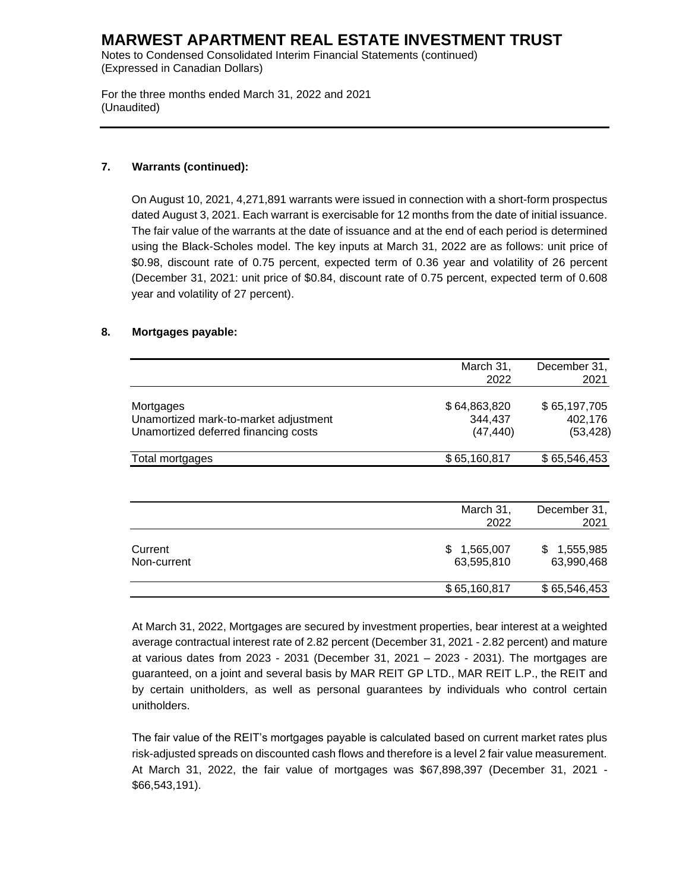### 7. Warrants (continued):

On August 10, 2021, 4,271,891 warrants were issued in connection with a short-form prospectus dated August 3, 2021. Each warrant is exercisable for 12 months from the date of initial issuance. The fair value of the warrants at the date of issuance and at the end of each period is determined using the Black-Scholes model. The key inputs at March 31, 2022 are as follows: unit price of \$0.98, discount rate of 0.75 percent, expected term of 0.36 year and volatility of 26 percent (December 31, 2021: unit price of \$0.84, discount rate of 0.75 percent, expected term of 0.608 year and volatility of 27 percent).

### 8. Mortgages payable:

| | March 31, 2022 | December 31, 2021 |
|---|---|---|
| Mortgages | \$ 64,863,820 | \$ 65,197,705 |
| Unamortized mark-to-market adjustment | 344,437 | 402,176 |
| Unamortized deferred financing costs | (47,440) | (53,428) |
| Total mortgages | \$ 65,160,817 | \$ 65,546,453 |

| | March 31, 2022 | December 31, 2021 |
|---|---|---|
| Current | \$ 1,565,007 | \$ 1,555,985 |
| Non-current | 63,595,810 | 63,990,468 |
| | \$ 65,160,817 | \$ 65,546,453 |

At March 31, 2022, Mortgages are secured by investment properties, bear interest at a weighted average contractual interest rate of 2.82 percent (December 31, 2021 - 2.82 percent) and mature at various dates from 2023 - 2031 (December 31, 2021 – 2023 - 2031). The mortgages are guaranteed, on a joint and several basis by MAR REIT GP LTD., MAR REIT L.P., the REIT and by certain unitholders, as well as personal guarantees by individuals who control certain unitholders.

The fair value of the REIT's mortgages payable is calculated based on current market rates plus risk-adjusted spreads on discounted cash flows and therefore is a level 2 fair value measurement. At March 31, 2022, the fair value of mortgages was \$67,898,397 (December 31, 2021 - \$66,543,191).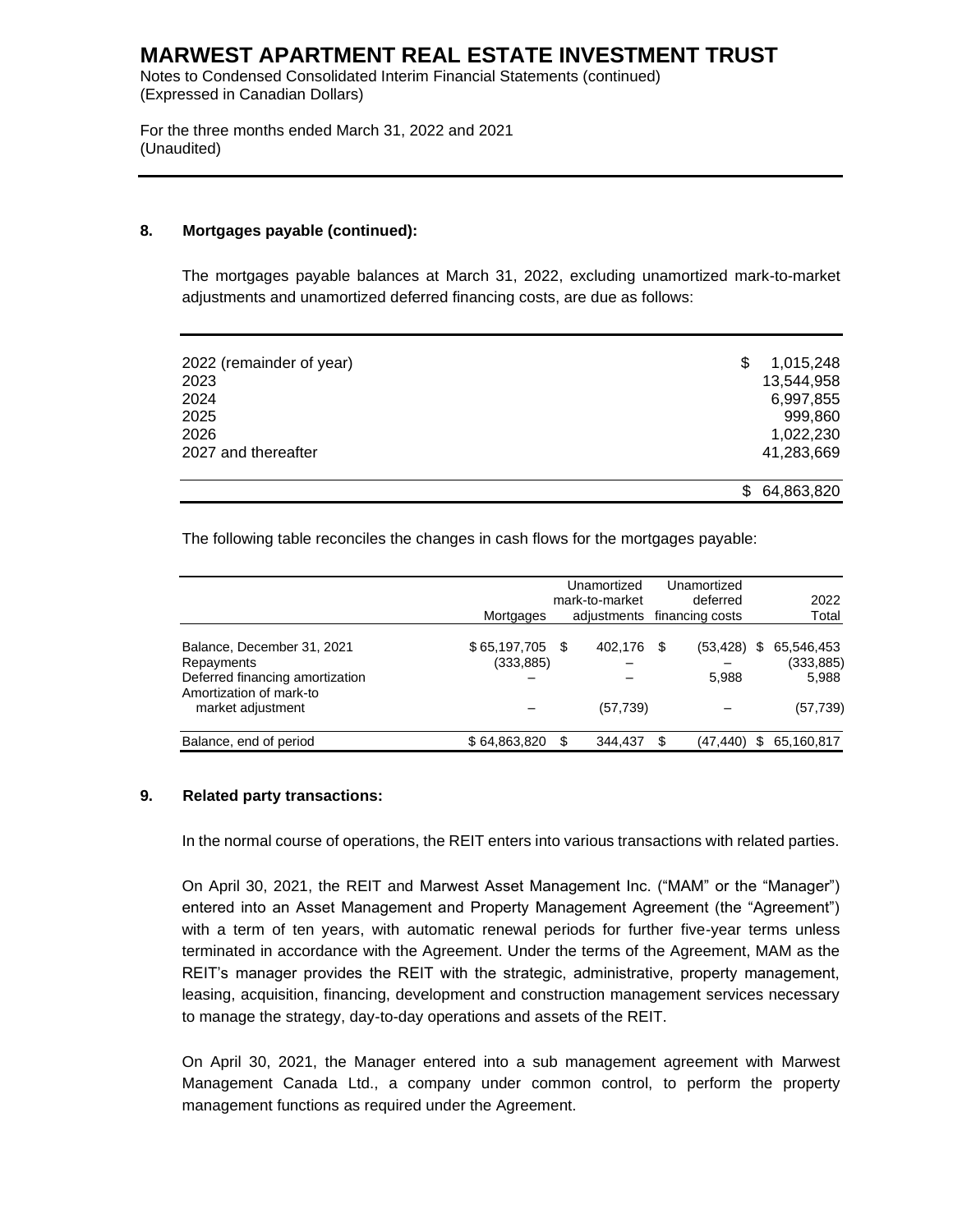### 8. Mortgages payable (continued):

The mortgages payable balances at March 31, 2022, excluding unamortized mark-to-market adjustments and unamortized deferred financing costs, are due as follows:

| | |
|---|---|
| 2022 (remainder of year) | $ 1,015,248 |
| 2023 | 13,544,958 |
| 2024 | 6,997,855 |
| 2025 | 999,860 |
| 2026 | 1,022,230 |
| 2027 and thereafter | 41,283,669 |
| | $ 64,863,820 |

The following table reconciles the changes in cash flows for the mortgages payable:

| | Mortgages | Unamortized mark-to-market adjustments | Unamortized deferred financing costs | 2022 Total |
|---|---|---|---|---|
| Balance, December 31, 2021 | $ 65,197,705 | $ 402,176 | $ (53,428) | $ 65,546,453 |
| Repayments | (333,885) | – | – | (333,885) |
| Deferred financing amortization | – | – | 5,988 | 5,988 |
| Amortization of mark-to market adjustment | – | (57,739) | – | (57,739) |
| Balance, end of period | $ 64,863,820 | $ 344,437 | $ (47,440) | $ 65,160,817 |

### 9. Related party transactions:

In the normal course of operations, the REIT enters into various transactions with related parties.

On April 30, 2021, the REIT and Marwest Asset Management Inc. ("MAM" or the "Manager") entered into an Asset Management and Property Management Agreement (the "Agreement") with a term of ten years, with automatic renewal periods for further five-year terms unless terminated in accordance with the Agreement. Under the terms of the Agreement, MAM as the REIT's manager provides the REIT with the strategic, administrative, property management, leasing, acquisition, financing, development and construction management services necessary to manage the strategy, day-to-day operations and assets of the REIT.

On April 30, 2021, the Manager entered into a sub management agreement with Marwest Management Canada Ltd., a company under common control, to perform the property management functions as required under the Agreement.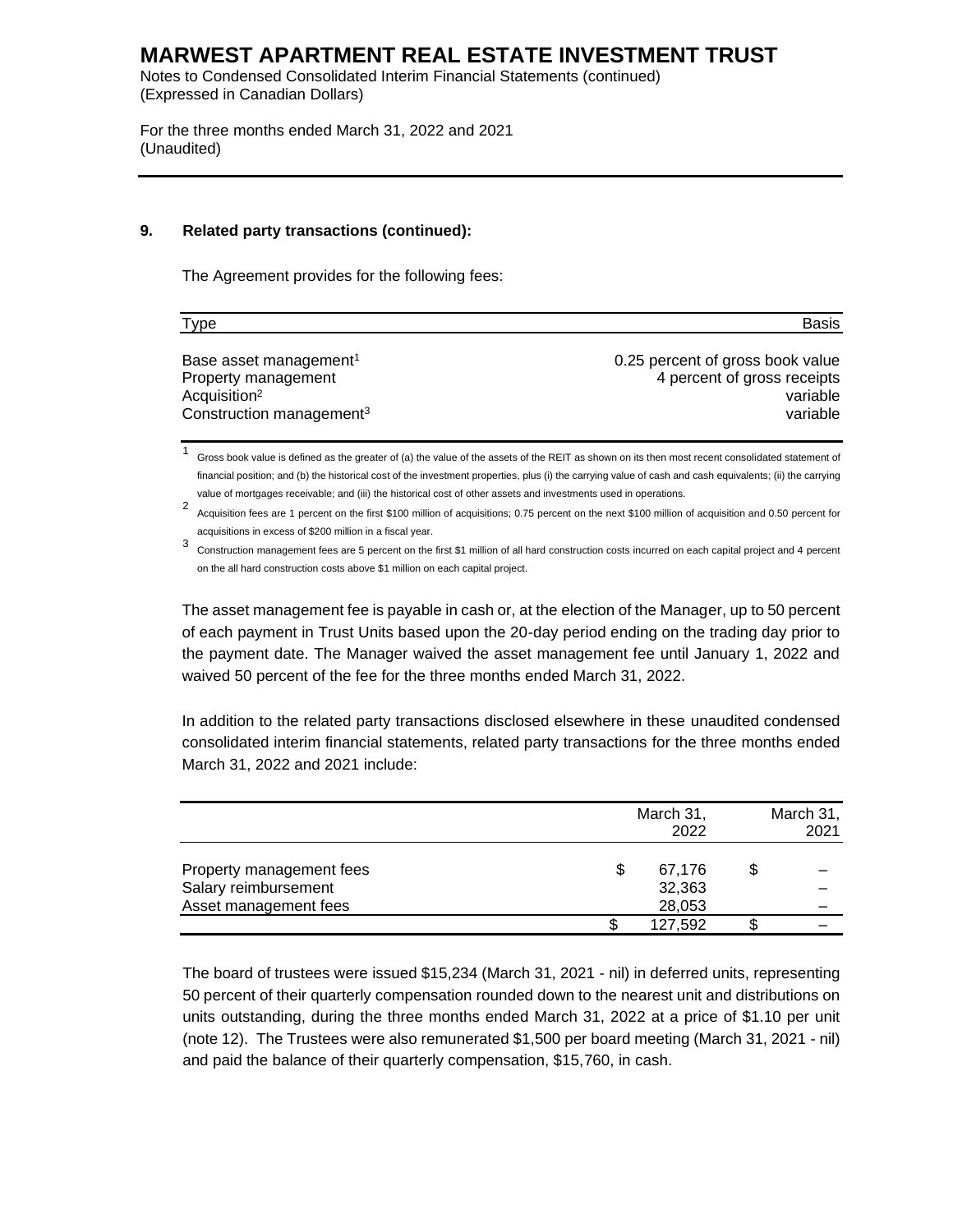### 9. Related party transactions (continued):

The Agreement provides for the following fees:

| Type | Basis |
|---|---|
| Base asset management[1] | 0.25 percent of gross book value |
| Property management | 4 percent of gross receipts |
| Acquisition[2] | variable |
| Construction management[3] | variable |

[1] Gross book value is defined as the greater of (a) the value of the assets of the REIT as shown on its then most recent consolidated statement of financial position; and (b) the historical cost of the investment properties, plus (i) the carrying value of cash and cash equivalents; (ii) the carrying value of mortgages receivable; and (iii) the historical cost of other assets and investments used in operations.

[2] Acquisition fees are 1 percent on the first $100 million of acquisitions; 0.75 percent on the next $100 million of acquisition and 0.50 percent for acquisitions in excess of $200 million in a fiscal year.

[3] Construction management fees are 5 percent on the first $1 million of all hard construction costs incurred on each capital project and 4 percent on the all hard construction costs above $1 million on each capital project.

The asset management fee is payable in cash or, at the election of the Manager, up to 50 percent of each payment in Trust Units based upon the 20-day period ending on the trading day prior to the payment date. The Manager waived the asset management fee until January 1, 2022 and waived 50 percent of the fee for the three months ended March 31, 2022.

In addition to the related party transactions disclosed elsewhere in these unaudited condensed consolidated interim financial statements, related party transactions for the three months ended March 31, 2022 and 2021 include:

| | March 31, 2022 | March 31, 2021 |
|---|---|---|
| Property management fees | $ 67,176 | $ – |
| Salary reimbursement | 32,363 | – |
| Asset management fees | 28,053 | – |
| | $ 127,592 | $ – |

The board of trustees were issued $15,234 (March 31, 2021 - nil) in deferred units, representing 50 percent of their quarterly compensation rounded down to the nearest unit and distributions on units outstanding, during the three months ended March 31, 2022 at a price of $1.10 per unit (note 12). The Trustees were also remunerated $1,500 per board meeting (March 31, 2021 - nil) and paid the balance of their quarterly compensation, $15,760, in cash.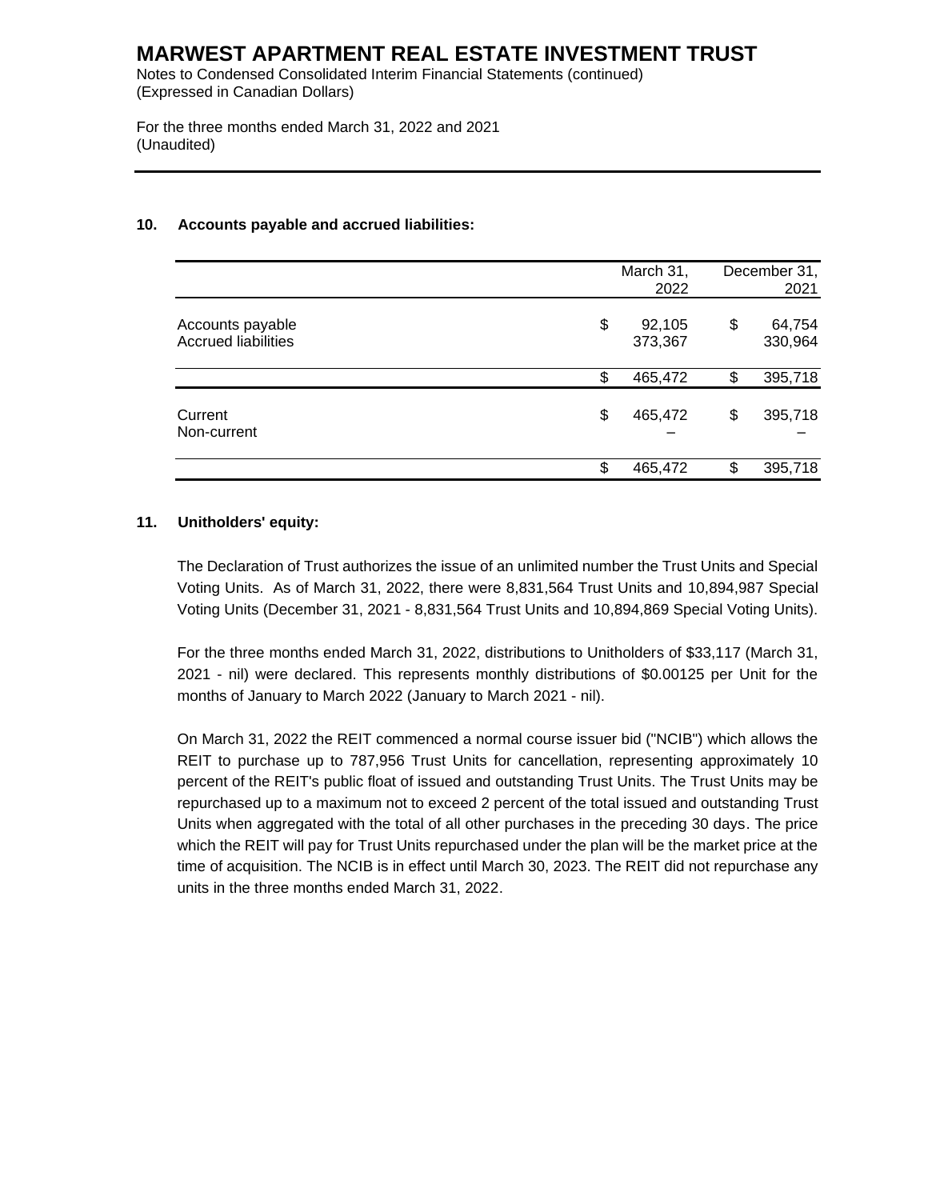# MARWEST APARTMENT REAL ESTATE INVESTMENT TRUST

Notes to Condensed Consolidated Interim Financial Statements (continued)
(Expressed in Canadian Dollars)

For the three months ended March 31, 2022 and 2021
(Unaudited)

## 10. Accounts payable and accrued liabilities:

| | March 31, 2022 | December 31, 2021 |
|---|---|---|
| Accounts payable | $ 92,105 | $ 64,754 |
| Accrued liabilities | 373,367 | 330,964 |
| | $ 465,472 | $ 395,718 |
| Current | $ 465,472 | $ 395,718 |
| Non-current | – | – |
| | $ 465,472 | $ 395,718 |

## 11. Unitholders' equity:

The Declaration of Trust authorizes the issue of an unlimited number the Trust Units and Special Voting Units. As of March 31, 2022, there were 8,831,564 Trust Units and 10,894,987 Special Voting Units (December 31, 2021 - 8,831,564 Trust Units and 10,894,869 Special Voting Units).

For the three months ended March 31, 2022, distributions to Unitholders of $33,117 (March 31, 2021 - nil) were declared. This represents monthly distributions of $0.00125 per Unit for the months of January to March 2022 (January to March 2021 - nil).

On March 31, 2022 the REIT commenced a normal course issuer bid ("NCIB") which allows the REIT to purchase up to 787,956 Trust Units for cancellation, representing approximately 10 percent of the REIT's public float of issued and outstanding Trust Units. The Trust Units may be repurchased up to a maximum not to exceed 2 percent of the total issued and outstanding Trust Units when aggregated with the total of all other purchases in the preceding 30 days. The price which the REIT will pay for Trust Units repurchased under the plan will be the market price at the time of acquisition. The NCIB is in effect until March 30, 2023. The REIT did not repurchase any units in the three months ended March 31, 2022.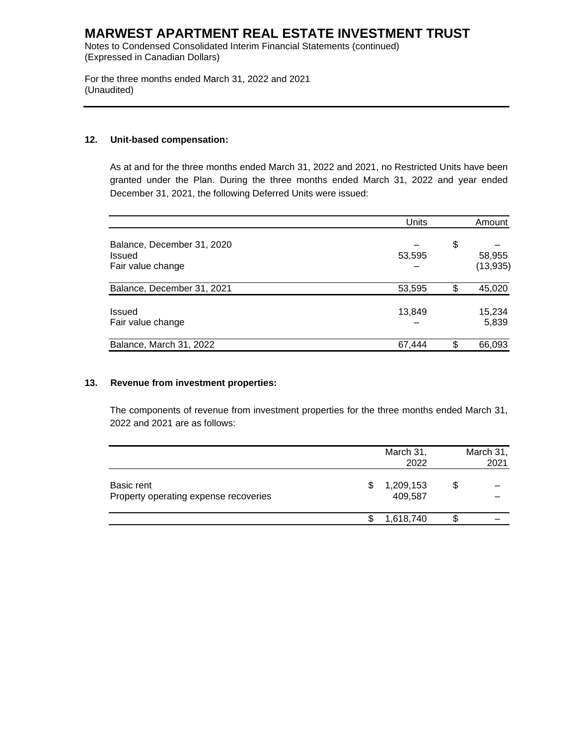### 12. Unit-based compensation:

As at and for the three months ended March 31, 2022 and 2021, no Restricted Units have been granted under the Plan. During the three months ended March 31, 2022 and year ended December 31, 2021, the following Deferred Units were issued:

| | Units | Amount |
|---|---|---|
| Balance, December 31, 2020 | – | $ – |
| Issued | 53,595 | 58,955 |
| Fair value change | – | (13,935) |
| Balance, December 31, 2021 | 53,595 | $ 45,020 |
| Issued | 13,849 | 15,234 |
| Fair value change | – | 5,839 |
| Balance, March 31, 2022 | 67,444 | $ 66,093 |

### 13. Revenue from investment properties:

The components of revenue from investment properties for the three months ended March 31, 2022 and 2021 are as follows:

| | March 31, 2022 | March 31, 2021 |
|---|---|---|
| Basic rent | $ 1,209,153 | $ – |
| Property operating expense recoveries | 409,587 | – |
| | $ 1,618,740 | $ – |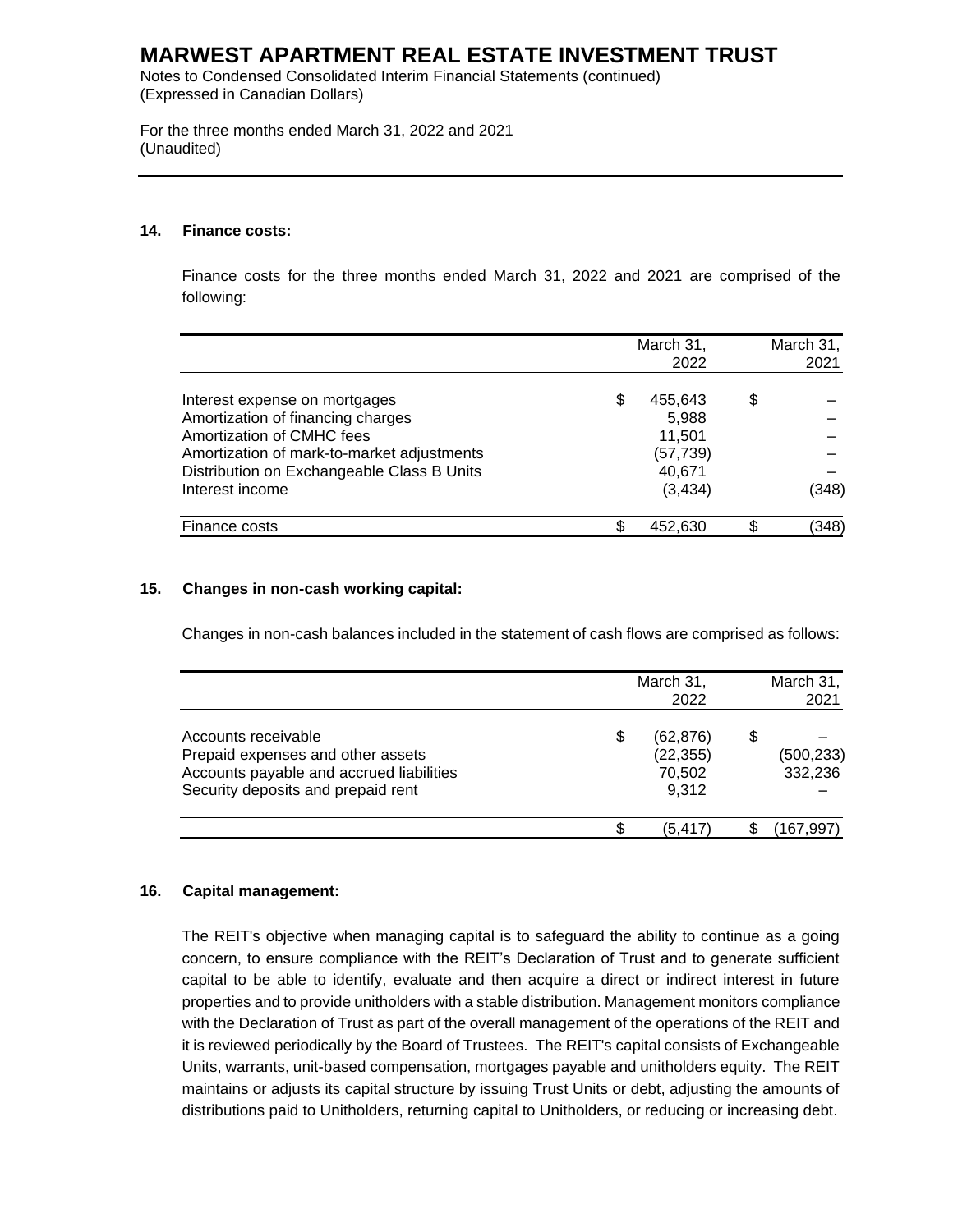# MARWEST APARTMENT REAL ESTATE INVESTMENT TRUST

Notes to Condensed Consolidated Interim Financial Statements (continued)
(Expressed in Canadian Dollars)

For the three months ended March 31, 2022 and 2021
(Unaudited)

## 14. Finance costs:

Finance costs for the three months ended March 31, 2022 and 2021 are comprised of the following:

| | March 31, 2022 | March 31, 2021 |
|---|---|---|
| Interest expense on mortgages | $ 455,643 | $ – |
| Amortization of financing charges | 5,988 | – |
| Amortization of CMHC fees | 11,501 | – |
| Amortization of mark-to-market adjustments | (57,739) | – |
| Distribution on Exchangeable Class B Units | 40,671 | – |
| Interest income | (3,434) | (348) |
| Finance costs | $ 452,630 | $ (348) |

## 15. Changes in non-cash working capital:

Changes in non-cash balances included in the statement of cash flows are comprised as follows:

| | March 31, 2022 | March 31, 2021 |
|---|---|---|
| Accounts receivable | $ (62,876) | $ – |
| Prepaid expenses and other assets | (22,355) | (500,233) |
| Accounts payable and accrued liabilities | 70,502 | 332,236 |
| Security deposits and prepaid rent | 9,312 | – |
| | $ (5,417) | $ (167,997) |

## 16. Capital management:

The REIT's objective when managing capital is to safeguard the ability to continue as a going concern, to ensure compliance with the REIT's Declaration of Trust and to generate sufficient capital to be able to identify, evaluate and then acquire a direct or indirect interest in future properties and to provide unitholders with a stable distribution. Management monitors compliance with the Declaration of Trust as part of the overall management of the operations of the REIT and it is reviewed periodically by the Board of Trustees. The REIT's capital consists of Exchangeable Units, warrants, unit-based compensation, mortgages payable and unitholders equity. The REIT maintains or adjusts its capital structure by issuing Trust Units or debt, adjusting the amounts of distributions paid to Unitholders, returning capital to Unitholders, or reducing or increasing debt.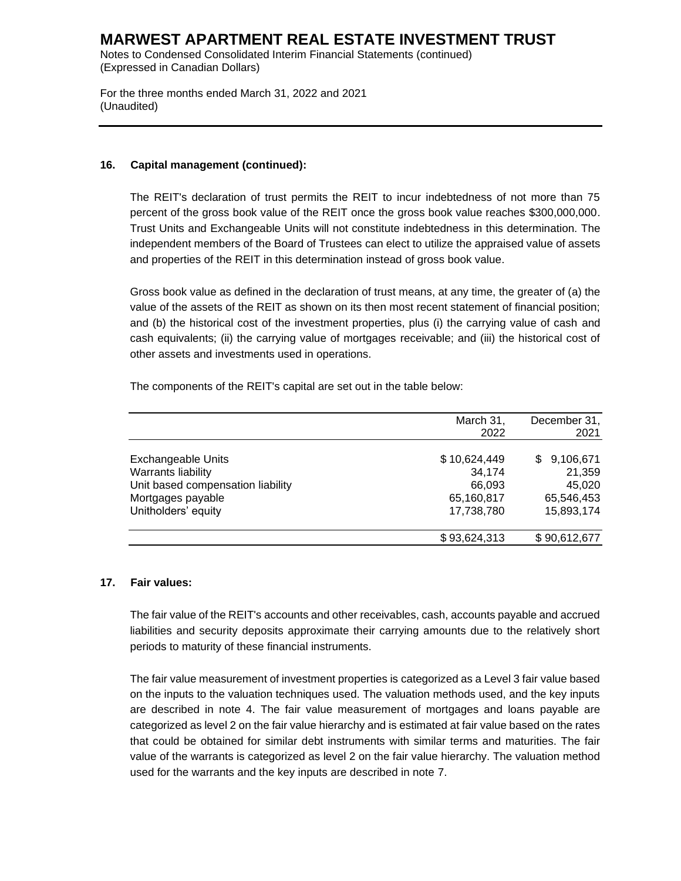## 16. Capital management (continued):

The REIT's declaration of trust permits the REIT to incur indebtedness of not more than 75 percent of the gross book value of the REIT once the gross book value reaches $300,000,000. Trust Units and Exchangeable Units will not constitute indebtedness in this determination. The independent members of the Board of Trustees can elect to utilize the appraised value of assets and properties of the REIT in this determination instead of gross book value.

Gross book value as defined in the declaration of trust means, at any time, the greater of (a) the value of the assets of the REIT as shown on its then most recent statement of financial position; and (b) the historical cost of the investment properties, plus (i) the carrying value of cash and cash equivalents; (ii) the carrying value of mortgages receivable; and (iii) the historical cost of other assets and investments used in operations.

The components of the REIT's capital are set out in the table below:

| | March 31, 2022 | December 31, 2021 |
|---|---|---|
| Exchangeable Units | $ 10,624,449 | $ 9,106,671 |
| Warrants liability | 34,174 | 21,359 |
| Unit based compensation liability | 66,093 | 45,020 |
| Mortgages payable | 65,160,817 | 65,546,453 |
| Unitholders' equity | 17,738,780 | 15,893,174 |
| | $ 93,624,313 | $ 90,612,677 |

## 17. Fair values:

The fair value of the REIT's accounts and other receivables, cash, accounts payable and accrued liabilities and security deposits approximate their carrying amounts due to the relatively short periods to maturity of these financial instruments.

The fair value measurement of investment properties is categorized as a Level 3 fair value based on the inputs to the valuation techniques used. The valuation methods used, and the key inputs are described in note 4. The fair value measurement of mortgages and loans payable are categorized as level 2 on the fair value hierarchy and is estimated at fair value based on the rates that could be obtained for similar debt instruments with similar terms and maturities. The fair value of the warrants is categorized as level 2 on the fair value hierarchy. The valuation method used for the warrants and the key inputs are described in note 7.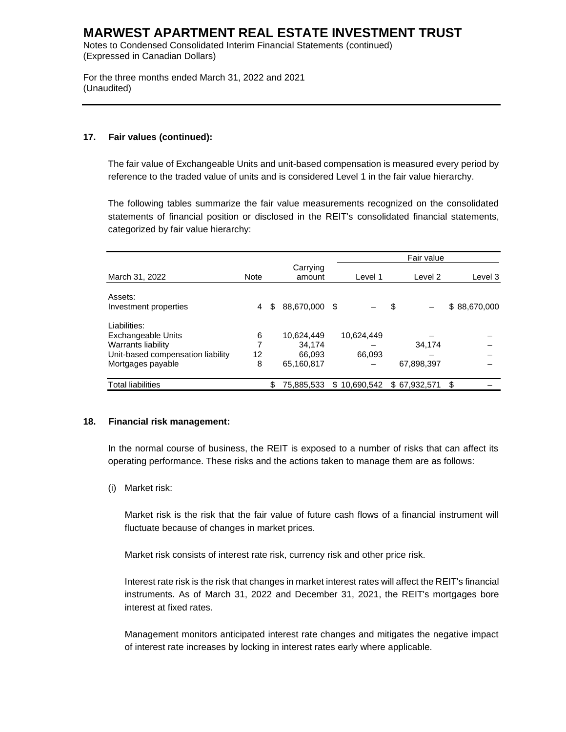### 17. Fair values (continued):

The fair value of Exchangeable Units and unit-based compensation is measured every period by reference to the traded value of units and is considered Level 1 in the fair value hierarchy.

The following tables summarize the fair value measurements recognized on the consolidated statements of financial position or disclosed in the REIT's consolidated financial statements, categorized by fair value hierarchy:

| | | | Fair value | | |
|---|---|---|---|---|---|
| March 31, 2022 | Note | Carrying amount | Level 1 | Level 2 | Level 3 |
| Assets: | | | | | |
| Investment properties | 4 | $ 88,670,000 | $ – | $ – | $ 88,670,000 |
| Liabilities: | | | | | |
| Exchangeable Units | 6 | 10,624,449 | 10,624,449 | – | – |
| Warrants liability | 7 | 34,174 | – | 34,174 | – |
| Unit-based compensation liability | 12 | 66,093 | 66,093 | – | – |
| Mortgages payable | 8 | 65,160,817 | – | 67,898,397 | – |
| Total liabilities | | $ 75,885,533 | $ 10,690,542 | $ 67,932,571 | $ – |

### 18. Financial risk management:

In the normal course of business, the REIT is exposed to a number of risks that can affect its operating performance. These risks and the actions taken to manage them are as follows:

(i) Market risk:

Market risk is the risk that the fair value of future cash flows of a financial instrument will fluctuate because of changes in market prices.

Market risk consists of interest rate risk, currency risk and other price risk.

Interest rate risk is the risk that changes in market interest rates will affect the REIT's financial instruments. As of March 31, 2022 and December 31, 2021, the REIT's mortgages bore interest at fixed rates.

Management monitors anticipated interest rate changes and mitigates the negative impact of interest rate increases by locking in interest rates early where applicable.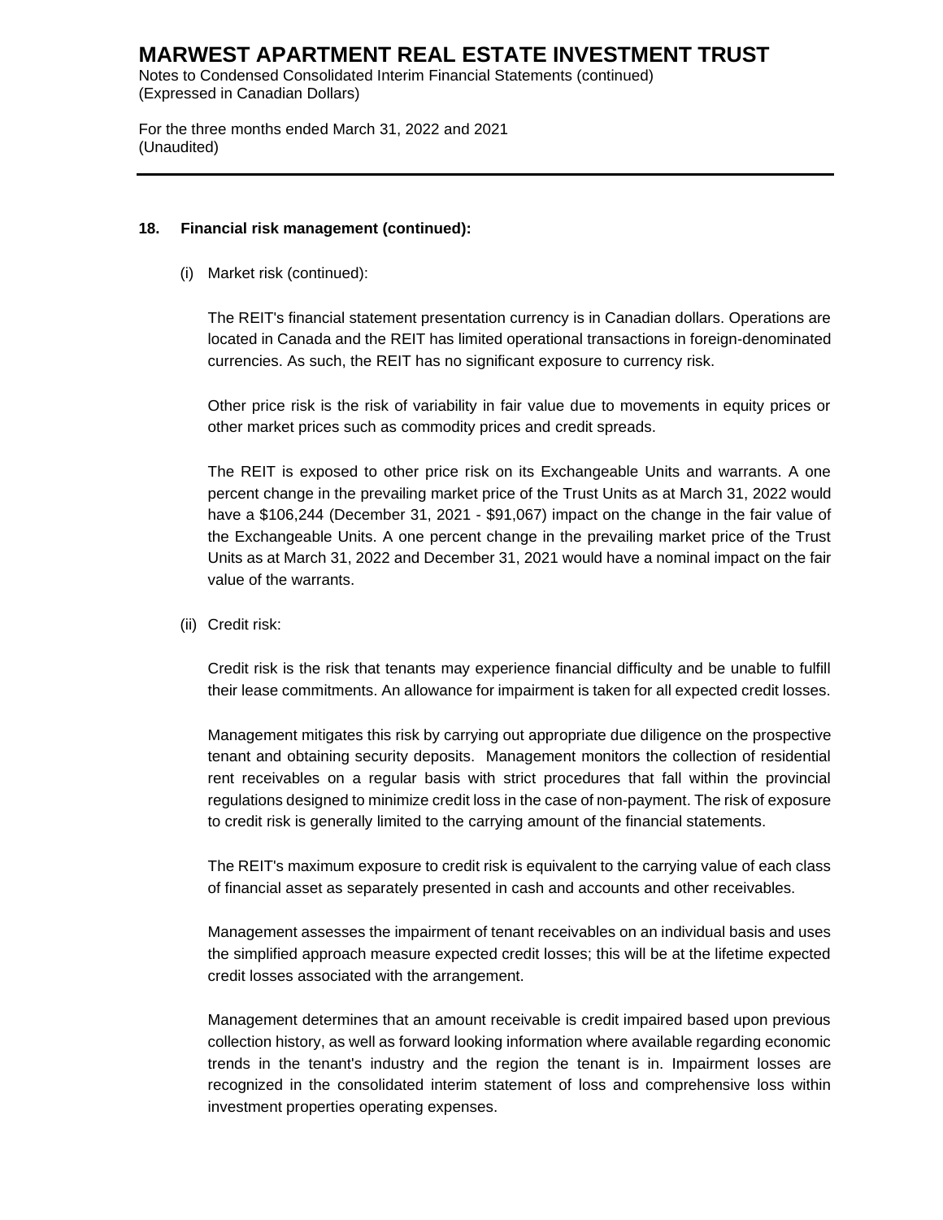**18. Financial risk management (continued):**

(i) Market risk (continued):

The REIT's financial statement presentation currency is in Canadian dollars. Operations are located in Canada and the REIT has limited operational transactions in foreign-denominated currencies. As such, the REIT has no significant exposure to currency risk.

Other price risk is the risk of variability in fair value due to movements in equity prices or other market prices such as commodity prices and credit spreads.

The REIT is exposed to other price risk on its Exchangeable Units and warrants. A one percent change in the prevailing market price of the Trust Units as at March 31, 2022 would have a $106,244 (December 31, 2021 - $91,067) impact on the change in the fair value of the Exchangeable Units. A one percent change in the prevailing market price of the Trust Units as at March 31, 2022 and December 31, 2021 would have a nominal impact on the fair value of the warrants.

(ii) Credit risk:

Credit risk is the risk that tenants may experience financial difficulty and be unable to fulfill their lease commitments. An allowance for impairment is taken for all expected credit losses.

Management mitigates this risk by carrying out appropriate due diligence on the prospective tenant and obtaining security deposits. Management monitors the collection of residential rent receivables on a regular basis with strict procedures that fall within the provincial regulations designed to minimize credit loss in the case of non-payment. The risk of exposure to credit risk is generally limited to the carrying amount of the financial statements.

The REIT's maximum exposure to credit risk is equivalent to the carrying value of each class of financial asset as separately presented in cash and accounts and other receivables.

Management assesses the impairment of tenant receivables on an individual basis and uses the simplified approach measure expected credit losses; this will be at the lifetime expected credit losses associated with the arrangement.

Management determines that an amount receivable is credit impaired based upon previous collection history, as well as forward looking information where available regarding economic trends in the tenant's industry and the region the tenant is in. Impairment losses are recognized in the consolidated interim statement of loss and comprehensive loss within investment properties operating expenses.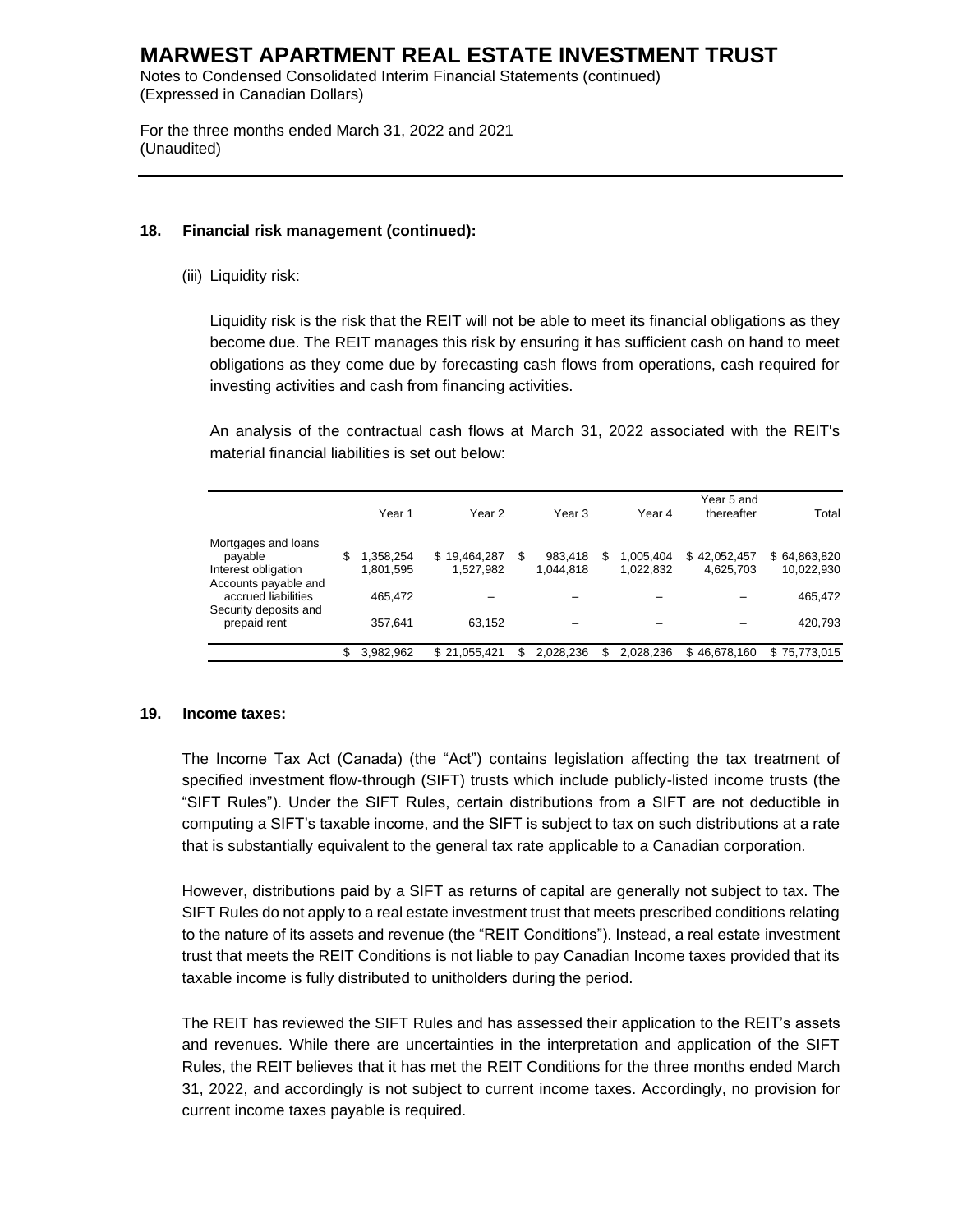## 18. Financial risk management (continued):

(iii) Liquidity risk:

Liquidity risk is the risk that the REIT will not be able to meet its financial obligations as they become due. The REIT manages this risk by ensuring it has sufficient cash on hand to meet obligations as they come due by forecasting cash flows from operations, cash required for investing activities and cash from financing activities.

An analysis of the contractual cash flows at March 31, 2022 associated with the REIT's material financial liabilities is set out below:

| | Year 1 | Year 2 | Year 3 | Year 4 | Year 5 and thereafter | Total |
|---|---|---|---|---|---|---|
| Mortgages and loans payable | $ 1,358,254 | $ 19,464,287 | $ 983,418 | $ 1,005,404 | $ 42,052,457 | $ 64,863,820 |
| Interest obligation | 1,801,595 | 1,527,982 | 1,044,818 | 1,022,832 | 4,625,703 | 10,022,930 |
| Accounts payable and accrued liabilities | 465,472 | – | – | – | – | 465,472 |
| Security deposits and prepaid rent | 357,641 | 63,152 | – | – | – | 420,793 |
| | $ 3,982,962 | $ 21,055,421 | $ 2,028,236 | $ 2,028,236 | $ 46,678,160 | $ 75,773,015 |

## 19. Income taxes:

The Income Tax Act (Canada) (the "Act") contains legislation affecting the tax treatment of specified investment flow-through (SIFT) trusts which include publicly-listed income trusts (the "SIFT Rules"). Under the SIFT Rules, certain distributions from a SIFT are not deductible in computing a SIFT's taxable income, and the SIFT is subject to tax on such distributions at a rate that is substantially equivalent to the general tax rate applicable to a Canadian corporation.

However, distributions paid by a SIFT as returns of capital are generally not subject to tax. The SIFT Rules do not apply to a real estate investment trust that meets prescribed conditions relating to the nature of its assets and revenue (the "REIT Conditions"). Instead, a real estate investment trust that meets the REIT Conditions is not liable to pay Canadian Income taxes provided that its taxable income is fully distributed to unitholders during the period.

The REIT has reviewed the SIFT Rules and has assessed their application to the REIT's assets and revenues. While there are uncertainties in the interpretation and application of the SIFT Rules, the REIT believes that it has met the REIT Conditions for the three months ended March 31, 2022, and accordingly is not subject to current income taxes. Accordingly, no provision for current income taxes payable is required.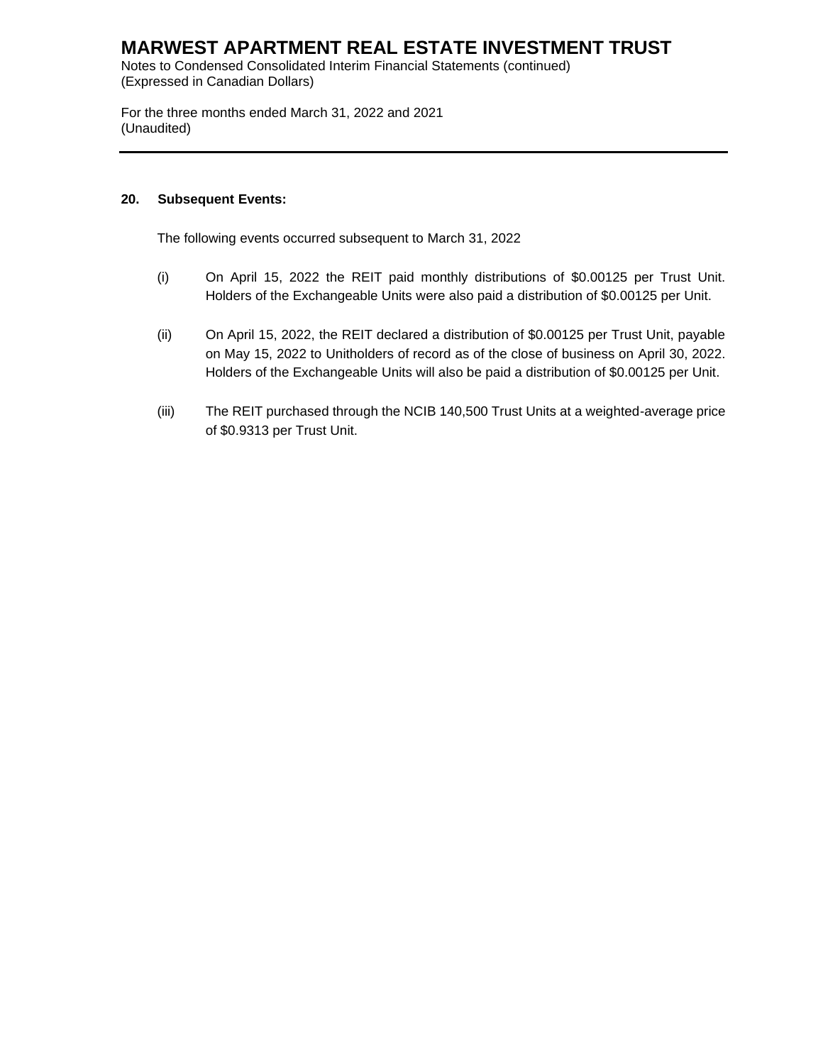## 20. Subsequent Events:

The following events occurred subsequent to March 31, 2022

(i) On April 15, 2022 the REIT paid monthly distributions of $0.00125 per Trust Unit. Holders of the Exchangeable Units were also paid a distribution of $0.00125 per Unit.

(ii) On April 15, 2022, the REIT declared a distribution of $0.00125 per Trust Unit, payable on May 15, 2022 to Unitholders of record as of the close of business on April 30, 2022. Holders of the Exchangeable Units will also be paid a distribution of $0.00125 per Unit.

(iii) The REIT purchased through the NCIB 140,500 Trust Units at a weighted-average price of $0.9313 per Trust Unit.